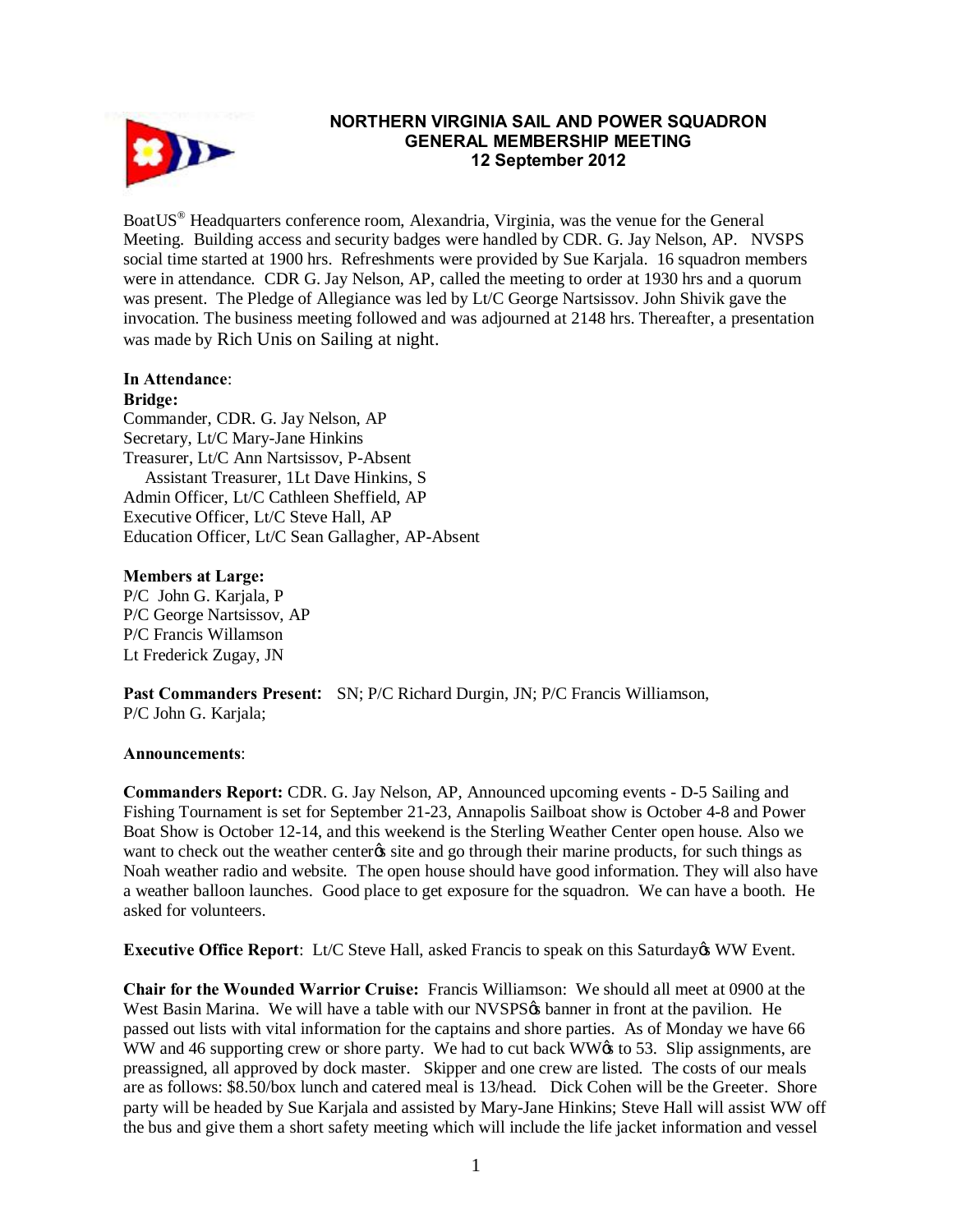**NORTHERN VIRGINIA SAIL AND POWER SQUADRON**
**GENERAL MEMBERSHIP MEETING**
**12 September 2012**

BoatUS® Headquarters conference room, Alexandria, Virginia, was the venue for the General Meeting. Building access and security badges were handled by CDR. G. Jay Nelson, AP. NVSPS social time started at 1900 hrs. Refreshments were provided by Sue Karjala. 16 squadron members were in attendance. CDR G. Jay Nelson, AP, called the meeting to order at 1930 hrs and a quorum was present. The Pledge of Allegiance was led by Lt/C George Nartsissov. John Shivik gave the invocation. The business meeting followed and was adjourned at 2148 hrs. Thereafter, a presentation was made by Rich Unis on Sailing at night.

**In Attendance**:
**Bridge:**
Commander, CDR. G. Jay Nelson, AP
Secretary, Lt/C Mary-Jane Hinkins
Treasurer, Lt/C Ann Nartsissov, P-Absent
 Assistant Treasurer, 1Lt Dave Hinkins, S
Admin Officer, Lt/C Cathleen Sheffield, AP
Executive Officer, Lt/C Steve Hall, AP
Education Officer, Lt/C Sean Gallagher, AP-Absent

**Members at Large:**
P/C John G. Karjala, P
P/C George Nartsissov, AP
P/C Francis Willamson
Lt Frederick Zugay, JN

**Past Commanders Present:** SN; P/C Richard Durgin, JN; P/C Francis Williamson, P/C John G. Karjala;

**Announcements**:

**Commanders Report:** CDR. G. Jay Nelson, AP, Announced upcoming events - D-5 Sailing and Fishing Tournament is set for September 21-23, Annapolis Sailboat show is October 4-8 and Power Boat Show is October 12-14, and this weekend is the Sterling Weather Center open house. Also we want to check out the weather center's site and go through their marine products, for such things as Noah weather radio and website. The open house should have good information. They will also have a weather balloon launches. Good place to get exposure for the squadron. We can have a booth. He asked for volunteers.

**Executive Office Report**: Lt/C Steve Hall, asked Francis to speak on this Saturday's WW Event.

**Chair for the Wounded Warrior Cruise:** Francis Williamson: We should all meet at 0900 at the West Basin Marina. We will have a table with our NVSPS's banner in front at the pavilion. He passed out lists with vital information for the captains and shore parties. As of Monday we have 66 WW and 46 supporting crew or shore party. We had to cut back WW's to 53. Slip assignments, are preassigned, all approved by dock master. Skipper and one crew are listed. The costs of our meals are as follows: $8.50/box lunch and catered meal is 13/head. Dick Cohen will be the Greeter. Shore party will be headed by Sue Karjala and assisted by Mary-Jane Hinkins; Steve Hall will assist WW off the bus and give them a short safety meeting which will include the life jacket information and vessel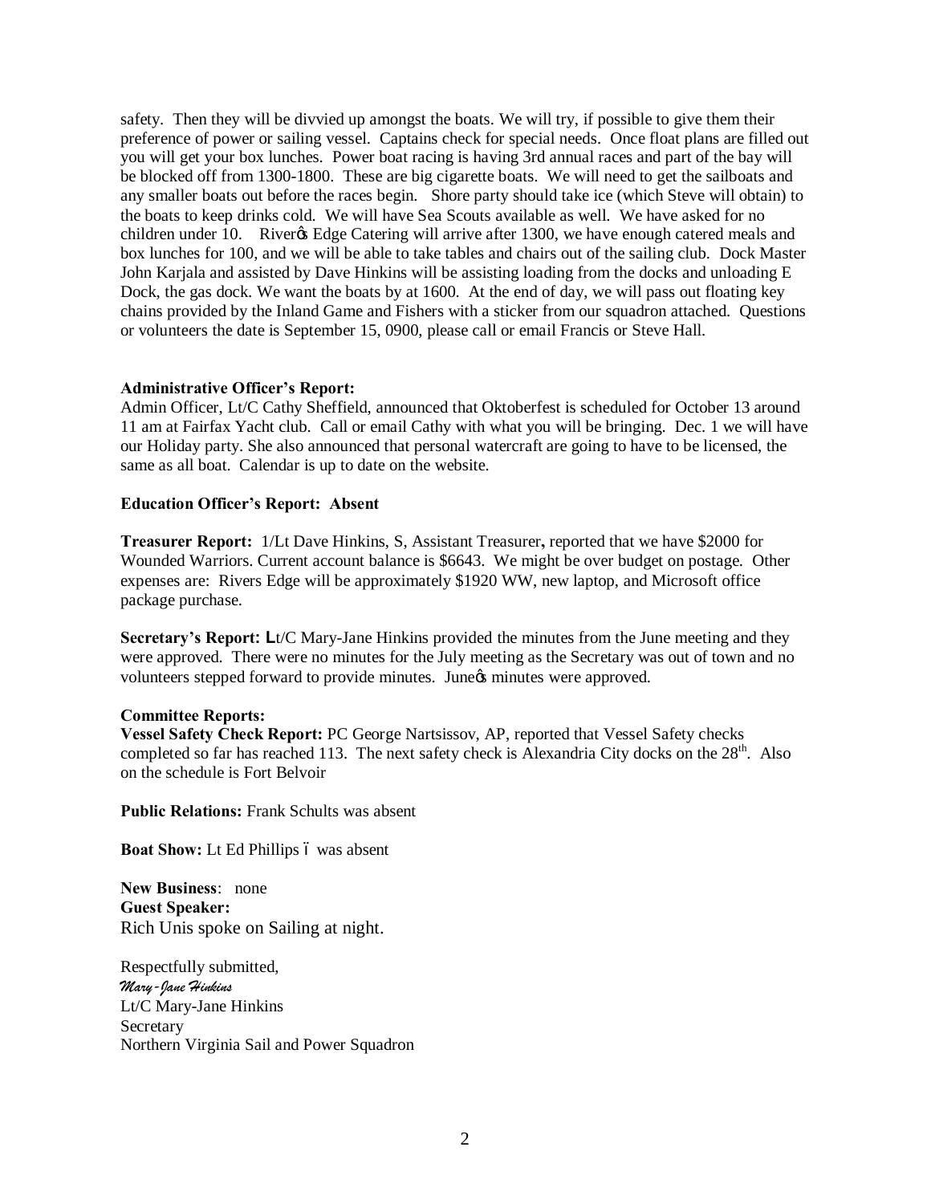safety. Then they will be divvied up amongst the boats. We will try, if possible to give them their preference of power or sailing vessel. Captains check for special needs. Once float plans are filled out you will get your box lunches. Power boat racing is having 3rd annual races and part of the bay will be blocked off from 1300-1800. These are big cigarette boats. We will need to get the sailboats and any smaller boats out before the races begin. Shore party should take ice (which Steve will obtain) to the boats to keep drinks cold. We will have Sea Scouts available as well. We have asked for no children under 10. Riverǿs Edge Catering will arrive after 1300, we have enough catered meals and box lunches for 100, and we will be able to take tables and chairs out of the sailing club. Dock Master John Karjala and assisted by Dave Hinkins will be assisting loading from the docks and unloading E Dock, the gas dock. We want the boats by at 1600. At the end of day, we will pass out floating key chains provided by the Inland Game and Fishers with a sticker from our squadron attached. Questions or volunteers the date is September 15, 0900, please call or email Francis or Steve Hall.

**Administrative Officer's Report:**
Admin Officer, Lt/C Cathy Sheffield, announced that Oktoberfest is scheduled for October 13 around 11 am at Fairfax Yacht club. Call or email Cathy with what you will be bringing. Dec. 1 we will have our Holiday party. She also announced that personal watercraft are going to have to be licensed, the same as all boat. Calendar is up to date on the website.

**Education Officer's Report: Absent**

**Treasurer Report:** 1/Lt Dave Hinkins, S, Assistant Treasurer**,** reported that we have $2000 for Wounded Warriors. Current account balance is $6643. We might be over budget on postage. Other expenses are: Rivers Edge will be approximately $1920 WW, new laptop, and Microsoft office package purchase.

**Secretary's Report: L**t/C Mary-Jane Hinkins provided the minutes from the June meeting and they were approved. There were no minutes for the July meeting as the Secretary was out of town and no volunteers stepped forward to provide minutes. Juneǿs minutes were approved.

**Committee Reports:**
**Vessel Safety Check Report:** PC George Nartsissov, AP, reported that Vessel Safety checks completed so far has reached 113. The next safety check is Alexandria City docks on the 28th. Also on the schedule is Fort Belvoir

**Public Relations:** Frank Schults was absent

**Boat Show:** Lt Ed Phillips ó was absent

**New Business**: none
**Guest Speaker:**
Rich Unis spoke on Sailing at night.

Respectfully submitted,
*Mary-Jane Hinkins*
Lt/C Mary-Jane Hinkins
Secretary
Northern Virginia Sail and Power Squadron